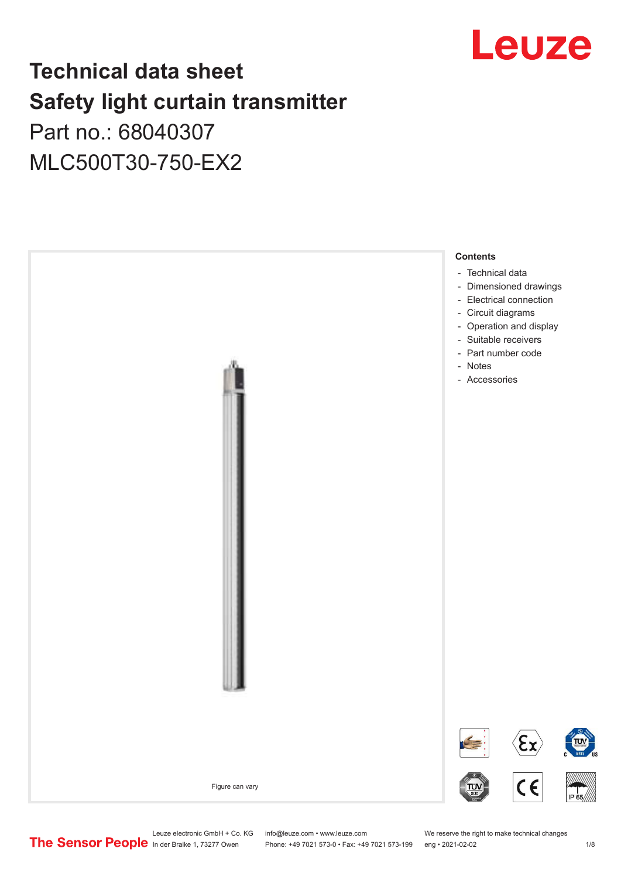# Technical data sheet
# Safety light curtain transmitter

Part no.: 68040307

MLC500T30-750-EX2

Figure can vary

**Contents**

- Technical data
- Dimensioned drawings
- Electrical connection
- Circuit diagrams
- Operation and display
- Suitable receivers
- Part number code
- Notes
- Accessories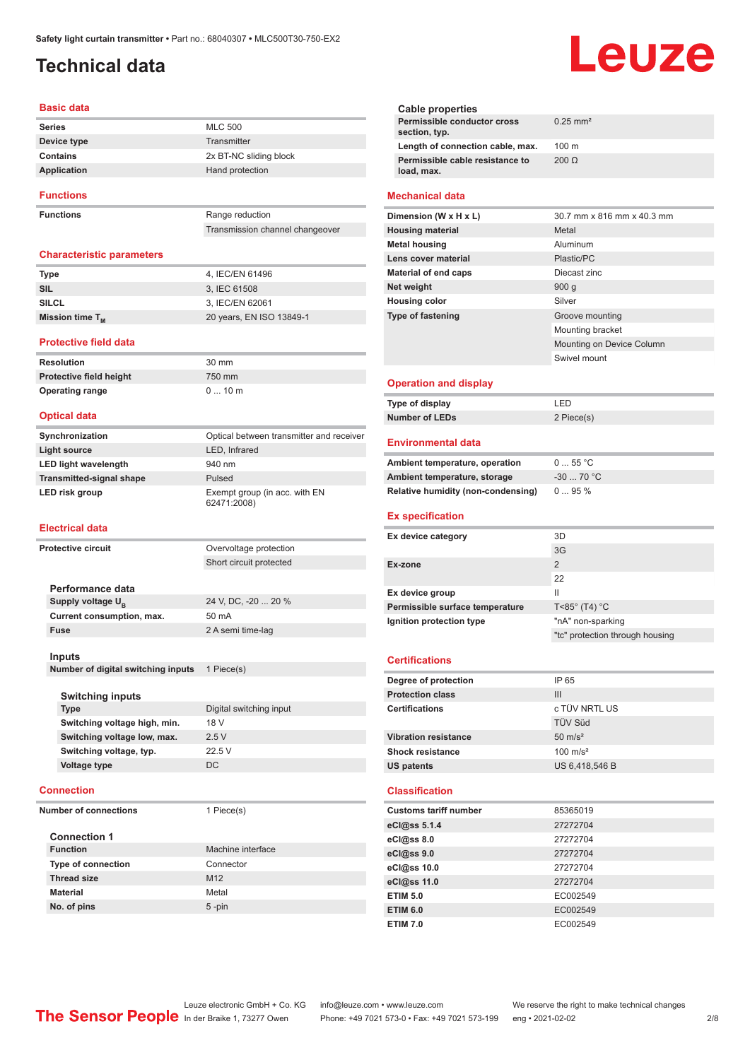# Technical data

## Basic data

| | |
|---|---|
| Series | MLC 500 |
| Device type | Transmitter |
| Contains | 2x BT-NC sliding block |
| Application | Hand protection |

## Functions

| | |
|---|---|
| Functions | Range reduction |
| | Transmission channel changeover |

## Characteristic parameters

| | |
|---|---|
| Type | 4, IEC/EN 61496 |
| SIL | 3, IEC 61508 |
| SILCL | 3, IEC/EN 62061 |
| Mission time $T_M$ | 20 years, EN ISO 13849-1 |

## Protective field data

| | |
|---|---|
| Resolution | 30 mm |
| Protective field height | 750 mm |
| Operating range | 0 ... 10 m |

## Optical data

| | |
|---|---|
| Synchronization | Optical between transmitter and receiver |
| Light source | LED, Infrared |
| LED light wavelength | 940 nm |
| Transmitted-signal shape | Pulsed |
| LED risk group | Exempt group (in acc. with EN 62471:2008) |

## Electrical data

| | |
|---|---|
| Protective circuit | Overvoltage protection |
| | Short circuit protected |

### Performance data

| | |
|---|---|
| Supply voltage $U_B$ | 24 V, DC, -20 ... 20 % |
| Current consumption, max. | 50 mA |
| Fuse | 2 A semi time-lag |

### Inputs

| | |
|---|---|
| Number of digital switching inputs | 1 Piece(s) |

#### Switching inputs

| | |
|---|---|
| Type | Digital switching input |
| Switching voltage high, min. | 18 V |
| Switching voltage low, max. | 2.5 V |
| Switching voltage, typ. | 22.5 V |
| Voltage type | DC |

## Connection

| | |
|---|---|
| Number of connections | 1 Piece(s) |

### Connection 1

| | |
|---|---|
| Function | Machine interface |
| Type of connection | Connector |
| Thread size | M12 |
| Material | Metal |
| No. of pins | 5 -pin |

### Cable properties

| | |
|---|---|
| Permissible conductor cross section, typ. | 0.25 mm² |
| Length of connection cable, max. | 100 m |
| Permissible cable resistance to load, max. | 200 Ω |

## Mechanical data

| | |
|---|---|
| Dimension (W x H x L) | 30.7 mm x 816 mm x 40.3 mm |
| Housing material | Metal |
| Metal housing | Aluminum |
| Lens cover material | Plastic/PC |
| Material of end caps | Diecast zinc |
| Net weight | 900 g |
| Housing color | Silver |
| Type of fastening | Groove mounting |
| | Mounting bracket |
| | Mounting on Device Column |
| | Swivel mount |

## Operation and display

| | |
|---|---|
| Type of display | LED |
| Number of LEDs | 2 Piece(s) |

## Environmental data

| | |
|---|---|
| Ambient temperature, operation | 0 ... 55 °C |
| Ambient temperature, storage | -30 ... 70 °C |
| Relative humidity (non-condensing) | 0 ... 95 % |

## Ex specification

| | |
|---|---|
| Ex device category | 3D |
| | 3G |
| Ex-zone | 2 |
| | 22 |
| Ex device group | II |
| Permissible surface temperature | T<85° (T4) °C |
| Ignition protection type | "nA" non-sparking |
| | "tc" protection through housing |

## Certifications

| | |
|---|---|
| Degree of protection | IP 65 |
| Protection class | III |
| Certifications | c TÜV NRTL US |
| | TÜV Süd |
| Vibration resistance | 50 m/s² |
| Shock resistance | 100 m/s² |
| US patents | US 6,418,546 B |

## Classification

| | |
|---|---|
| Customs tariff number | 85365019 |
| eCl@ss 5.1.4 | 27272704 |
| eCl@ss 8.0 | 27272704 |
| eCl@ss 9.0 | 27272704 |
| eCl@ss 10.0 | 27272704 |
| eCl@ss 11.0 | 27272704 |
| ETIM 5.0 | EC002549 |
| ETIM 6.0 | EC002549 |
| ETIM 7.0 | EC002549 |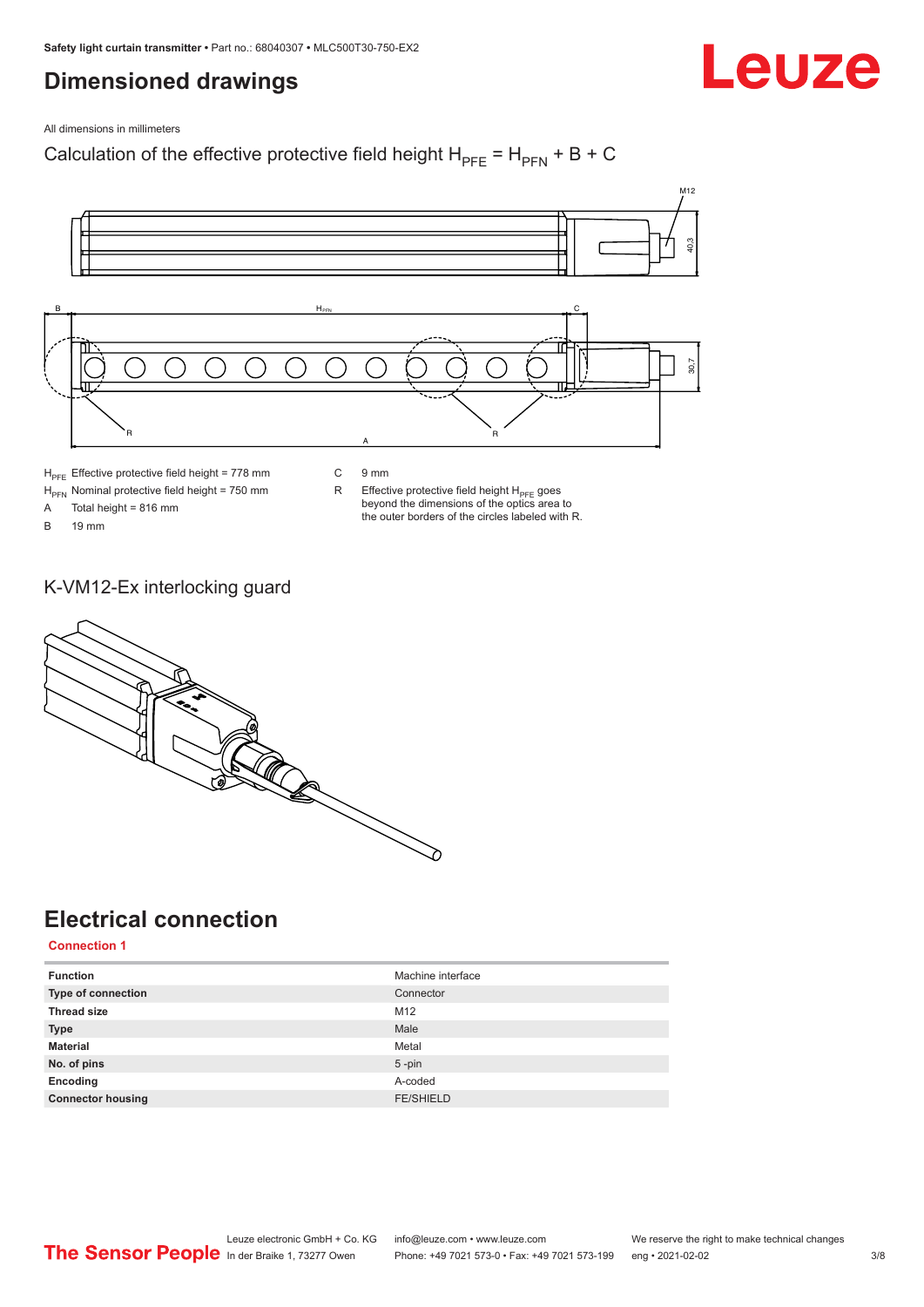# Dimensioned drawings

All dimensions in millimeters

Calculation of the effective protective field height $H_{PFE} = H_{PFN} + B + C$

| | | | |
|---|---|---|---|
| $H_{PFE}$ | Effective protective field height = 778 mm | C | 9 mm |
| $H_{PFN}$ | Nominal protective field height = 750 mm | R | Effective protective field height $H_{PFE}$ goes beyond the dimensions of the optics area to the outer borders of the circles labeled with R. |
| A | Total height = 816 mm | | |
| B | 19 mm | | |

## K-VM12-Ex interlocking guard

# Electrical connection

**Connection 1**

| Function | Machine interface |
|---|---|
| **Type of connection** | Connector |
| **Thread size** | M12 |
| **Type** | Male |
| **Material** | Metal |
| **No. of pins** | 5 -pin |
| **Encoding** | A-coded |
| **Connector housing** | FE/SHIELD |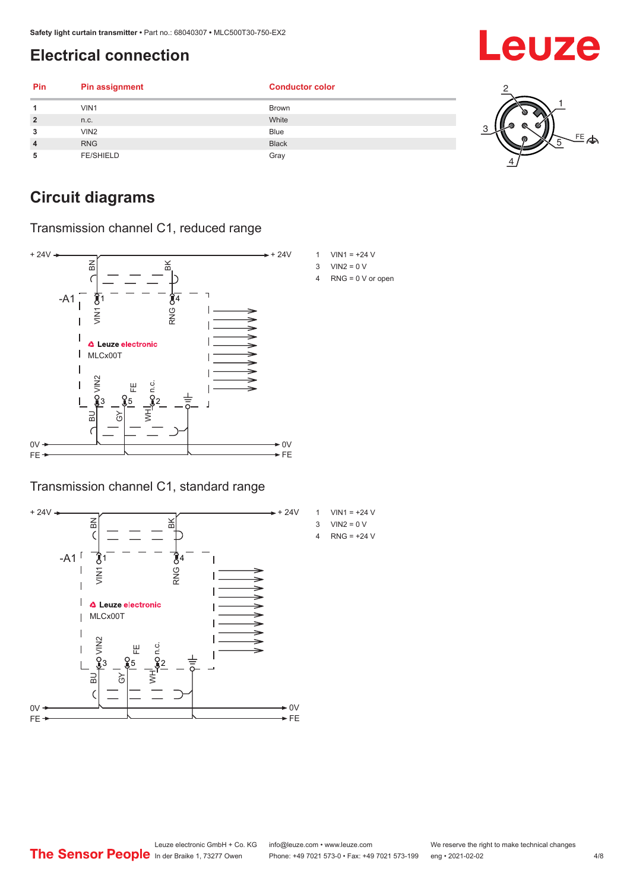# Electrical connection

| Pin | Pin assignment | Conductor color |
|---|---|---|
| 1 | VIN1 | Brown |
| 2 | n.c. | White |
| 3 | VIN2 | Blue |
| 4 | RNG | Black |
| 5 | FE/SHIELD | Gray |

# Circuit diagrams

## Transmission channel C1, reduced range

1 VIN1 = +24 V
3 VIN2 = 0 V
4 RNG = 0 V or open

## Transmission channel C1, standard range

1 VIN1 = +24 V
3 VIN2 = 0 V
4 RNG = +24 V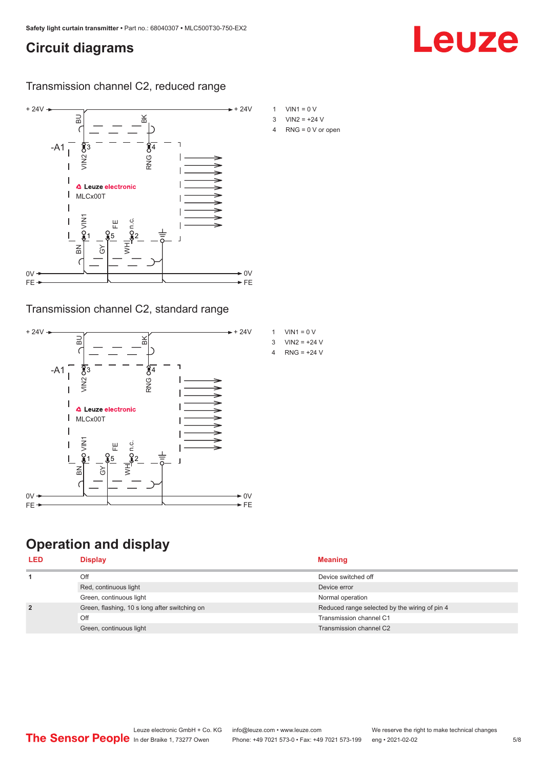## Circuit diagrams

### Transmission channel C2, reduced range

1 VIN1 = 0 V
3 VIN2 = +24 V
4 RNG = 0 V or open

### Transmission channel C2, standard range

1 VIN1 = 0 V
3 VIN2 = +24 V
4 RNG = +24 V

## Operation and display

| LED | Display | Meaning |
|---|---|---|
| 1 | Off | Device switched off |
| | Red, continuous light | Device error |
| | Green, continuous light | Normal operation |
| 2 | Green, flashing, 10 s long after switching on | Reduced range selected by the wiring of pin 4 |
| | Off | Transmission channel C1 |
| | Green, continuous light | Transmission channel C2 |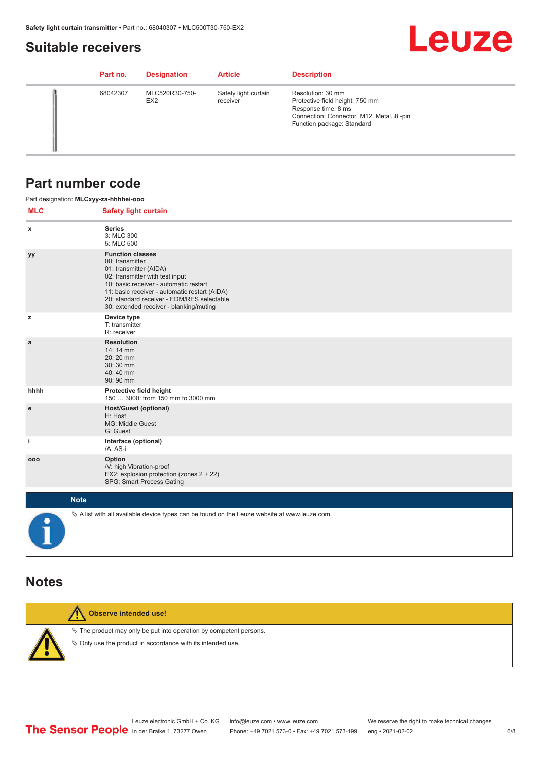## Suitable receivers

| Part no. | Designation | Article | Description |
|---|---|---|---|
| 68042307 | MLC520R30-750-EX2 | Safety light curtain receiver | Resolution: 30 mm<br>Protective field height: 750 mm<br>Response time: 8 ms<br>Connection: Connector, M12, Metal, 8 -pin<br>Function package: Standard |

## Part number code

Part designation: **MLCxyy-za-hhhhei-ooo**

| MLC | Safety light curtain |
|---|---|
| x | **Series**<br>3: MLC 300<br>5: MLC 500 |
| yy | **Function classes**<br>00: transmitter<br>01: transmitter (AIDA)<br>02: transmitter with test input<br>10: basic receiver - automatic restart<br>11: basic receiver - automatic restart (AIDA)<br>20: standard receiver - EDM/RES selectable<br>30: extended receiver - blanking/muting |
| z | **Device type**<br>T: transmitter<br>R: receiver |
| a | **Resolution**<br>14: 14 mm<br>20: 20 mm<br>30: 30 mm<br>40: 40 mm<br>90: 90 mm |
| hhhh | **Protective field height**<br>150 … 3000: from 150 mm to 3000 mm |
| e | **Host/Guest (optional)**<br>H: Host<br>MG: Middle Guest<br>G: Guest |
| i | **Interface (optional)**<br>/A: AS-i |
| ooo | **Option**<br>/V: high Vibration-proof<br>EX2: explosion protection (zones 2 + 22)<br>SPG: Smart Process Gating |

**Note**

- A list with all available device types can be found on the Leuze website at www.leuze.com.

## Notes

**Observe intended use!**

- The product may only be put into operation by competent persons.
- Only use the product in accordance with its intended use.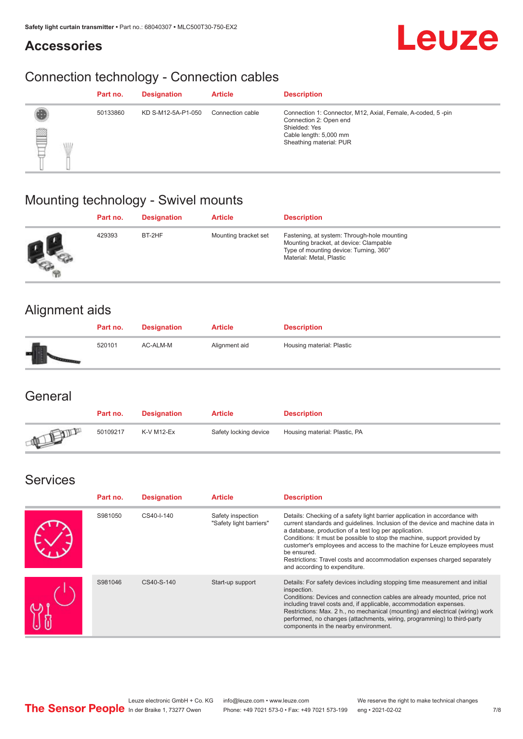## Accessories

### Connection technology - Connection cables

| | Part no. | Designation | Article | Description |
|---|---|---|---|---|
| | 50133860 | KD S-M12-5A-P1-050 | Connection cable | Connection 1: Connector, M12, Axial, Female, A-coded, 5 -pin<br>Connection 2: Open end<br>Shielded: Yes<br>Cable length: 5,000 mm<br>Sheathing material: PUR |

### Mounting technology - Swivel mounts

| | Part no. | Designation | Article | Description |
|---|---|---|---|---|
| | 429393 | BT-2HF | Mounting bracket set | Fastening, at system: Through-hole mounting<br>Mounting bracket, at device: Clampable<br>Type of mounting device: Turning, 360°<br>Material: Metal, Plastic |

### Alignment aids

| | Part no. | Designation | Article | Description |
|---|---|---|---|---|
| | 520101 | AC-ALM-M | Alignment aid | Housing material: Plastic |

### General

| | Part no. | Designation | Article | Description |
|---|---|---|---|---|
| | 50109217 | K-V M12-Ex | Safety locking device | Housing material: Plastic, PA |

### Services

| | Part no. | Designation | Article | Description |
|---|---|---|---|---|
| | S981050 | CS40-I-140 | Safety inspection "Safety light barriers" | Details: Checking of a safety light barrier application in accordance with current standards and guidelines. Inclusion of the device and machine data in a database, production of a test log per application.<br>Conditions: It must be possible to stop the machine, support provided by customer's employees and access to the machine for Leuze employees must be ensured.<br>Restrictions: Travel costs and accommodation expenses charged separately and according to expenditure. |
| | S981046 | CS40-S-140 | Start-up support | Details: For safety devices including stopping time measurement and initial inspection.<br>Conditions: Devices and connection cables are already mounted, price not including travel costs and, if applicable, accommodation expenses.<br>Restrictions: Max. 2 h., no mechanical (mounting) and electrical (wiring) work performed, no changes (attachments, wiring, programming) to third-party components in the nearby environment. |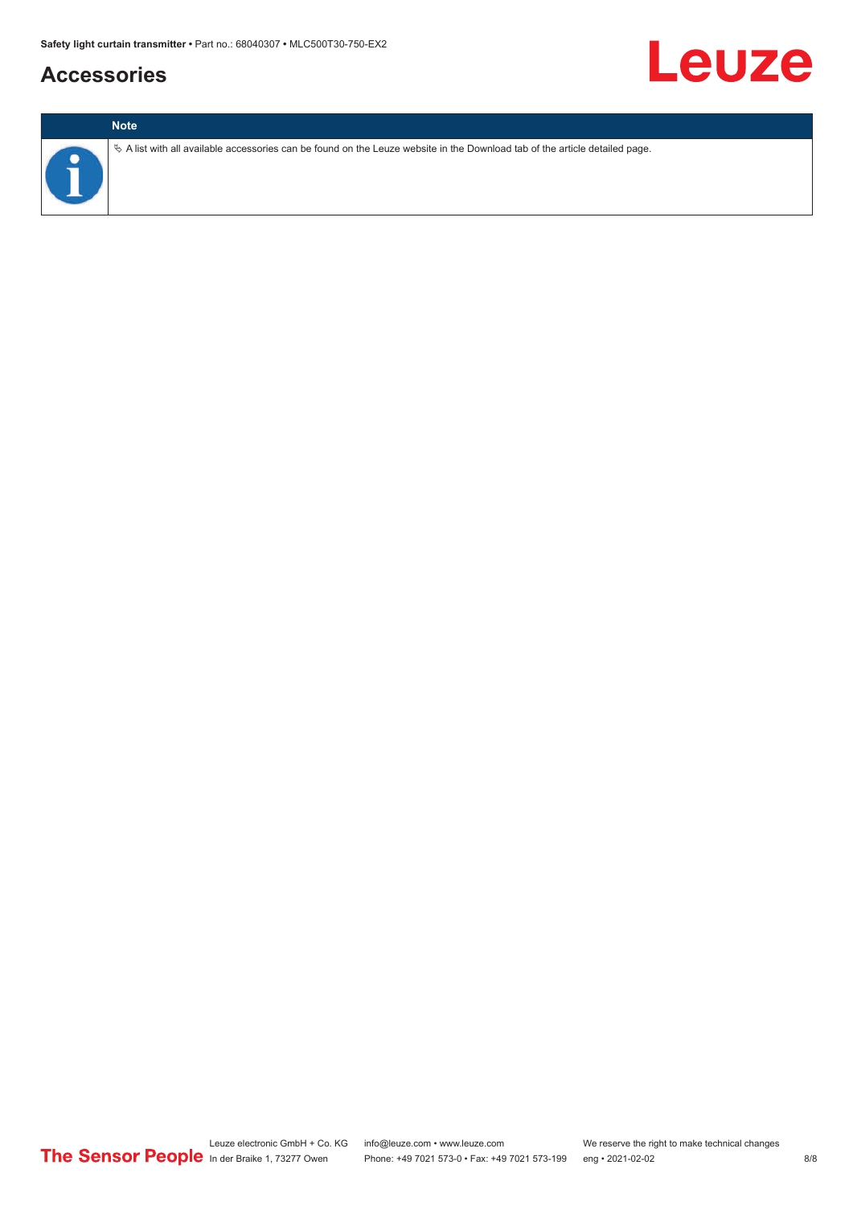## Accessories

| | Note |
|---|---|
| | ↳ A list with all available accessories can be found on the Leuze website in the Download tab of the article detailed page. |